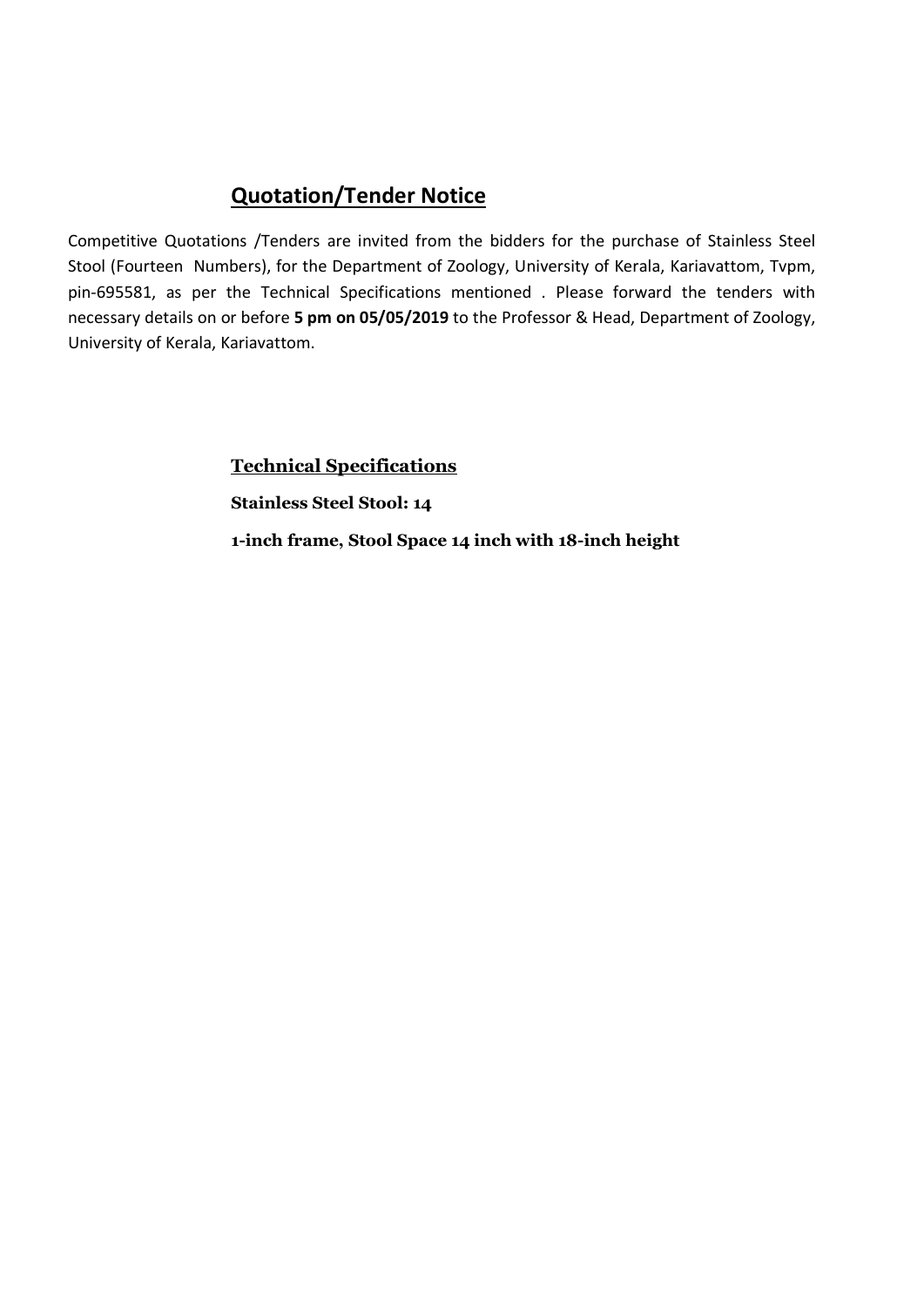## **Quotation/Tender Notice**

Competitive Quotations /Tenders are invited from the bidders for the purchase of Stainless Steel Stool (Fourteen Numbers), for the Department of Zoology, University of Kerala, Kariavattom, Tvpm, pin-695581, as per the Technical Specifications mentioned . Please forward the tenders with necessary details on or before **5 pm on 05/05/2019** to the Professor & Head, Department of Zoology, University of Kerala, Kariavattom.

### **Technical Specifications**

**Stainless Steel Stool: 14**

**1-inch frame, Stool Space 14 inch with 18-inch height**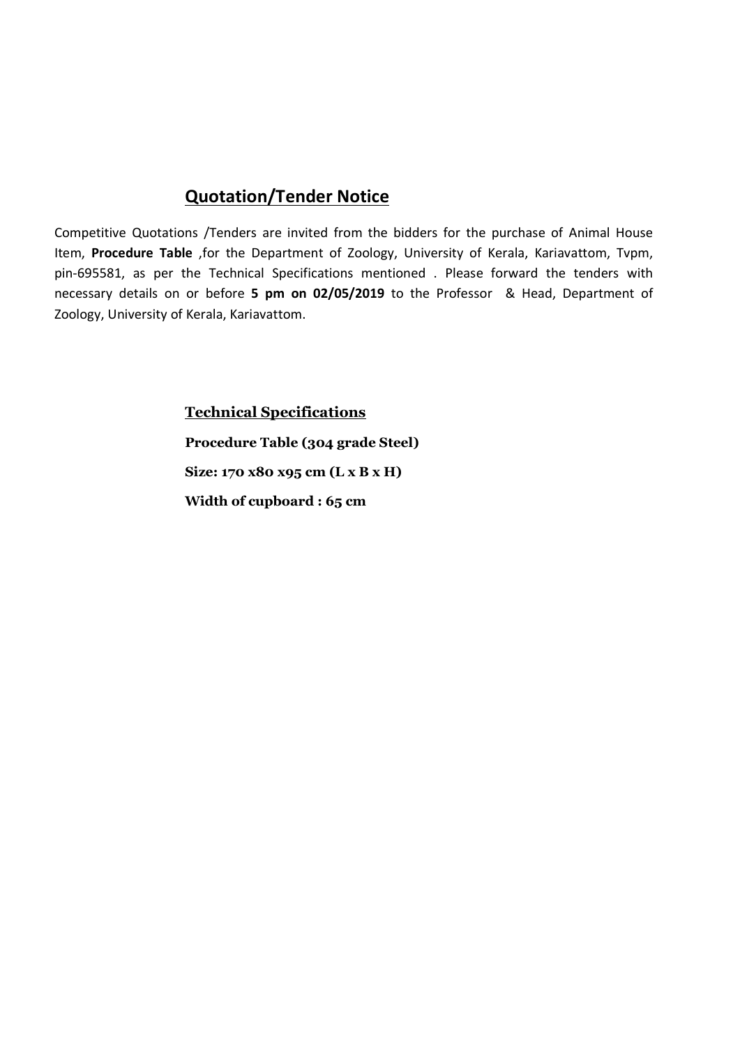## Quotation/Tender Notice

Competitive Quotations /Tenders are invited from the bidders for the purchase of Animal House Item, **Procedure Table** ,for the Department of Zoology, University of Kerala, Kariavattom, Tvpm, pin-695581, as per the Technical Specifications mentioned . Please forward the tenders with necessary details on or before **5 pm on 02/05/2019** to the Professor & Head, Department of Zoology, University of Kerala, Kariavattom.

### Technical Specifications

**Procedure Table (304 grade Steel)**

**Size: 170 x80 x95 cm (L x B x H)**

**Width of cupboard : 65 cm**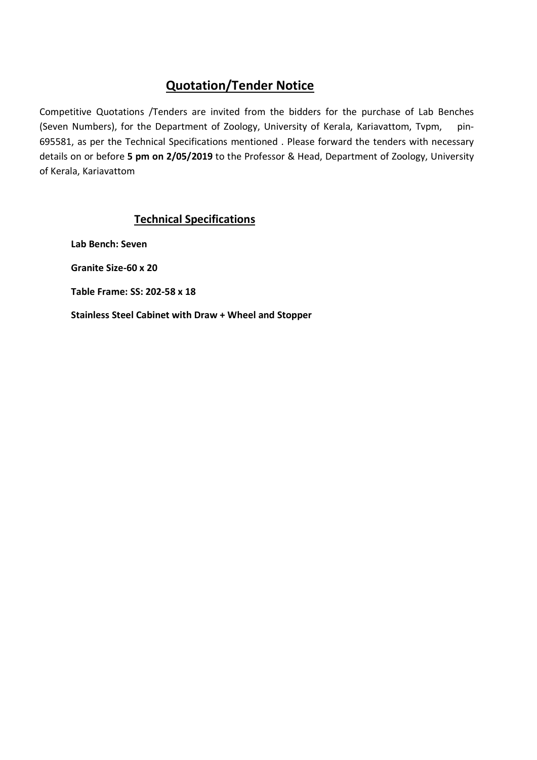## Quotation/Tender Notice

Competitive Quotations /Tenders are invited from the bidders for the purchase of Lab Benches (Seven Numbers), for the Department of Zoology, University of Kerala, Kariavattom, Tvpm, pin-695581, as per the Technical Specifications mentioned . Please forward the tenders with necessary details on or before **5 pm on 2/05/2019** to the Professor & Head, Department of Zoology, University of Kerala, Kariavattom

### Technical Specifications

**Lab Bench: Seven**

**Granite Size-60 x 20**

**Table Frame: SS: 202-58 x 18**

**Stainless Steel Cabinet with Draw + Wheel and Stopper**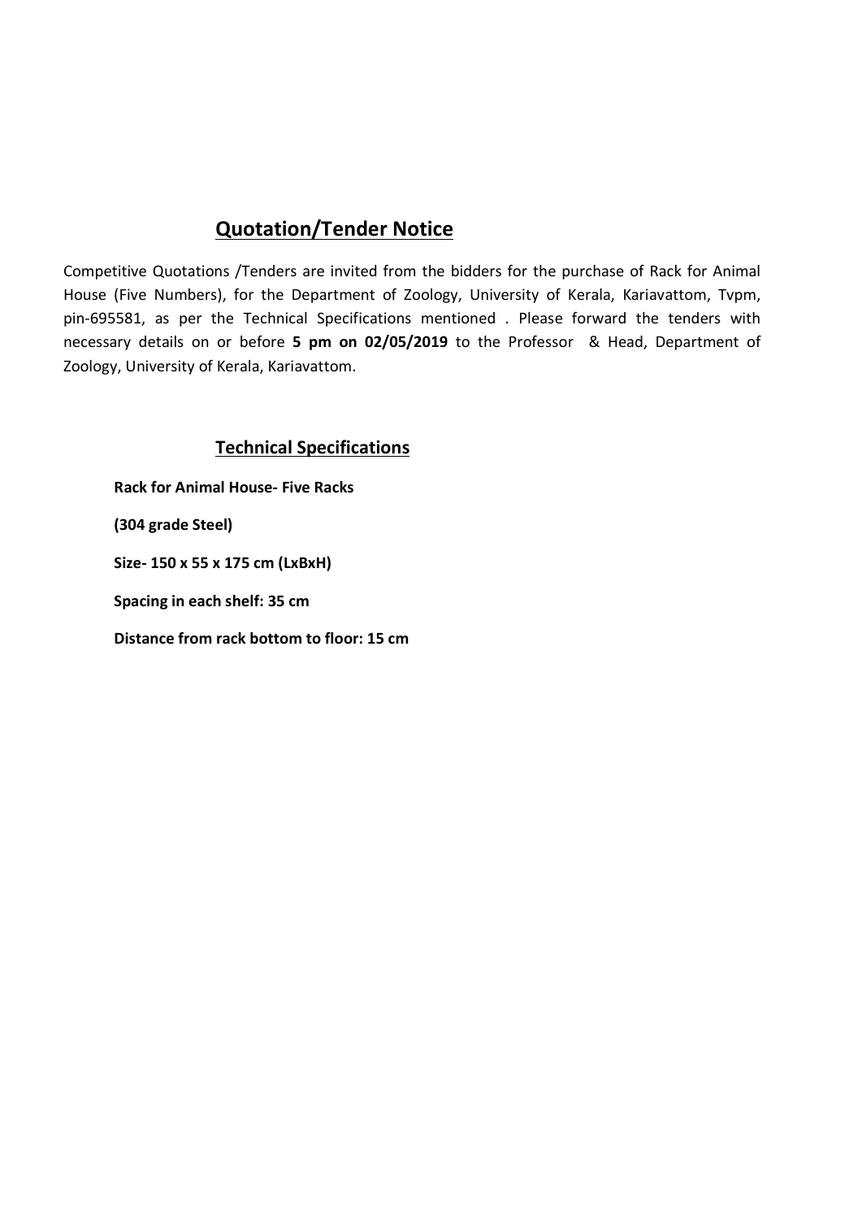## Quotation/Tender Notice

Competitive Quotations /Tenders are invited from the bidders for the purchase of Rack for Animal House (Five Numbers), for the Department of Zoology, University of Kerala, Kariavattom, Tvpm, pin-695581, as per the Technical Specifications mentioned . Please forward the tenders with necessary details on or before **5 pm on 02/05/2019** to the Professor & Head, Department of Zoology, University of Kerala, Kariavattom.

## Technical Specifications

**Rack for Animal House- Five Racks**

**(304 grade Steel)**

**Size- 150 x 55 x 175 cm (LxBxH)**

**Spacing in each shelf: 35 cm**

**Distance from rack bottom to floor: 15 cm**